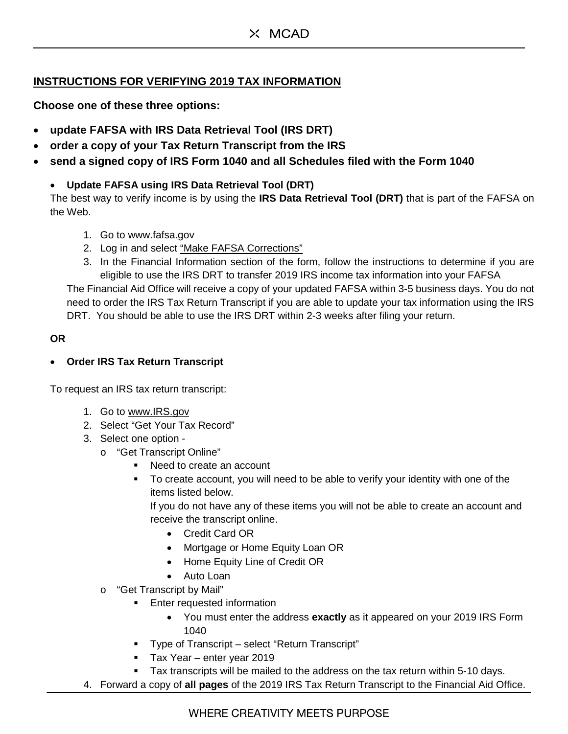## INSTRUCTIONS FOR VERIFYING 2019 TAX INFORMATION

**Choose one of these three options:**

- **update FAFSA with IRS Data Retrieval Tool (IRS DRT)**
- **order a copy of your Tax Return Transcript from the IRS**
- **send a signed copy of IRS Form 1040 and all Schedules filed with the Form 1040**

- **Update FAFSA using IRS Data Retrieval Tool (DRT)**

The best way to verify income is by using the **IRS Data Retrieval Tool (DRT)** that is part of the FAFSA on the Web.

1. Go to www.fafsa.gov
2. Log in and select "Make FAFSA Corrections"
3. In the Financial Information section of the form, follow the instructions to determine if you are eligible to use the IRS DRT to transfer 2019 IRS income tax information into your FAFSA

The Financial Aid Office will receive a copy of your updated FAFSA within 3-5 business days. You do not need to order the IRS Tax Return Transcript if you are able to update your tax information using the IRS DRT. You should be able to use the IRS DRT within 2-3 weeks after filing your return.

**OR**

- **Order IRS Tax Return Transcript**

To request an IRS tax return transcript:

1. Go to www.IRS.gov
2. Select "Get Your Tax Record"
3. Select one option -
   - "Get Transcript Online"
     - Need to create an account
     - To create account, you will need to be able to verify your identity with one of the items listed below.
       If you do not have any of these items you will not be able to create an account and receive the transcript online.
       - Credit Card OR
       - Mortgage or Home Equity Loan OR
       - Home Equity Line of Credit OR
       - Auto Loan
   - "Get Transcript by Mail"
     - Enter requested information
       - You must enter the address **exactly** as it appeared on your 2019 IRS Form 1040
     - Type of Transcript – select "Return Transcript"
     - Tax Year – enter year 2019
     - Tax transcripts will be mailed to the address on the tax return within 5-10 days.
4. Forward a copy of **all pages** of the 2019 IRS Tax Return Transcript to the Financial Aid Office.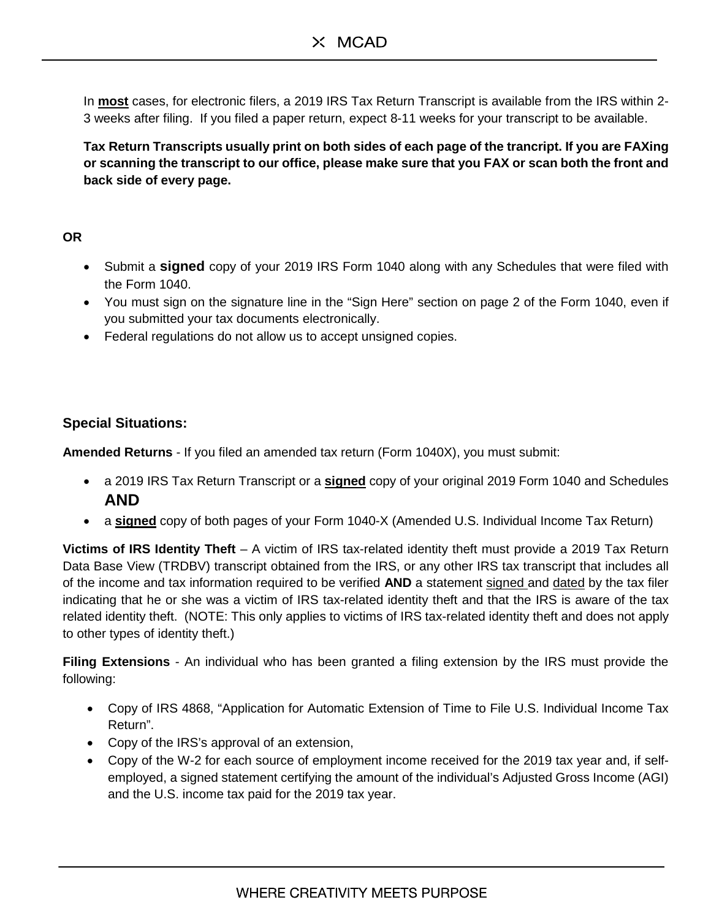In **most** cases, for electronic filers, a 2019 IRS Tax Return Transcript is available from the IRS within 2-3 weeks after filing. If you filed a paper return, expect 8-11 weeks for your transcript to be available.

**Tax Return Transcripts usually print on both sides of each page of the trancript. If you are FAXing or scanning the transcript to our office, please make sure that you FAX or scan both the front and back side of every page.**

**OR**

- Submit a **signed** copy of your 2019 IRS Form 1040 along with any Schedules that were filed with the Form 1040.
- You must sign on the signature line in the "Sign Here" section on page 2 of the Form 1040, even if you submitted your tax documents electronically.
- Federal regulations do not allow us to accept unsigned copies.

### Special Situations:

**Amended Returns** - If you filed an amended tax return (Form 1040X), you must submit:

- a 2019 IRS Tax Return Transcript or a **signed** copy of your original 2019 Form 1040 and Schedules **AND**
- a **signed** copy of both pages of your Form 1040-X (Amended U.S. Individual Income Tax Return)

**Victims of IRS Identity Theft** – A victim of IRS tax-related identity theft must provide a 2019 Tax Return Data Base View (TRDBV) transcript obtained from the IRS, or any other IRS tax transcript that includes all of the income and tax information required to be verified **AND** a statement signed and dated by the tax filer indicating that he or she was a victim of IRS tax-related identity theft and that the IRS is aware of the tax related identity theft. (NOTE: This only applies to victims of IRS tax-related identity theft and does not apply to other types of identity theft.)

**Filing Extensions** - An individual who has been granted a filing extension by the IRS must provide the following:

- Copy of IRS 4868, "Application for Automatic Extension of Time to File U.S. Individual Income Tax Return".
- Copy of the IRS's approval of an extension,
- Copy of the W-2 for each source of employment income received for the 2019 tax year and, if self-employed, a signed statement certifying the amount of the individual's Adjusted Gross Income (AGI) and the U.S. income tax paid for the 2019 tax year.